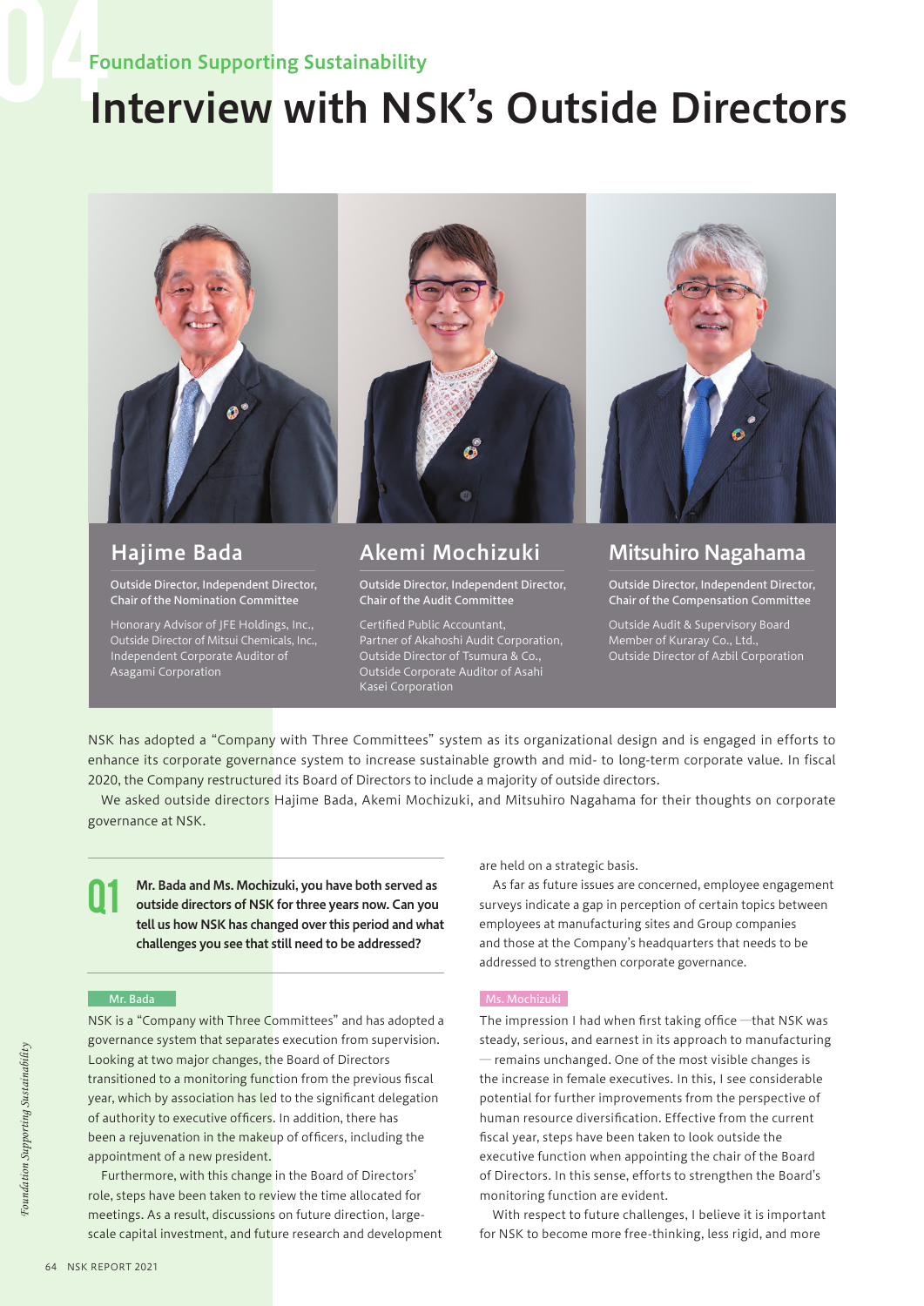# Foundation Supporting Sustainability

# Interview with NSK's Outside Directors

## Hajime Bada

**Outside Director, Independent Director, Chair of the Nomination Committee**

Honorary Advisor of JFE Holdings, Inc., Outside Director of Mitsui Chemicals, Inc., Independent Corporate Auditor of Asagami Corporation

## Akemi Mochizuki

**Outside Director, Independent Director, Chair of the Audit Committee**

Certified Public Accountant, Partner of Akahoshi Audit Corporation, Outside Director of Tsumura & Co., Outside Corporate Auditor of Asahi Kasei Corporation

## Mitsuhiro Nagahama

**Outside Director, Independent Director, Chair of the Compensation Committee**

Outside Audit & Supervisory Board Member of Kuraray Co., Ltd., Outside Director of Azbil Corporation

NSK has adopted a "Company with Three Committees" system as its organizational design and is engaged in efforts to enhance its corporate governance system to increase sustainable growth and mid- to long-term corporate value. In fiscal 2020, the Company restructured its Board of Directors to include a majority of outside directors.

We asked outside directors Hajime Bada, Akemi Mochizuki, and Mitsuhiro Nagahama for their thoughts on corporate governance at NSK.

### Q1

**Mr. Bada and Ms. Mochizuki, you have both served as outside directors of NSK for three years now. Can you tell us how NSK has changed over this period and what challenges you see that still need to be addressed?**

**Mr. Bada**

NSK is a "Company with Three Committees" and has adopted a governance system that separates execution from supervision. Looking at two major changes, the Board of Directors transitioned to a monitoring function from the previous fiscal year, which by association has led to the significant delegation of authority to executive officers. In addition, there has been a rejuvenation in the makeup of officers, including the appointment of a new president.

Furthermore, with this change in the Board of Directors' role, steps have been taken to review the time allocated for meetings. As a result, discussions on future direction, large-scale capital investment, and future research and development are held on a strategic basis.

As far as future issues are concerned, employee engagement surveys indicate a gap in perception of certain topics between employees at manufacturing sites and Group companies and those at the Company's headquarters that needs to be addressed to strengthen corporate governance.

**Ms. Mochizuki**

The impression I had when first taking office —that NSK was steady, serious, and earnest in its approach to manufacturing — remains unchanged. One of the most visible changes is the increase in female executives. In this, I see considerable potential for further improvements from the perspective of human resource diversification. Effective from the current fiscal year, steps have been taken to look outside the executive function when appointing the chair of the Board of Directors. In this sense, efforts to strengthen the Board's monitoring function are evident.

With respect to future challenges, I believe it is important for NSK to become more free-thinking, less rigid, and more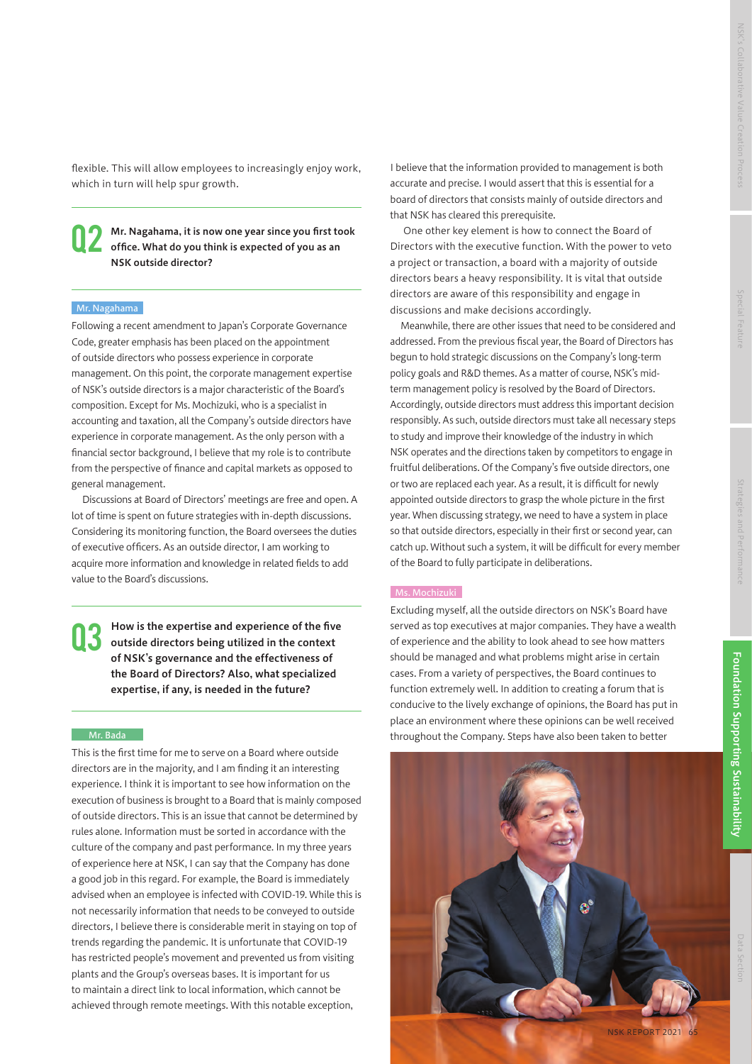flexible. This will allow employees to increasingly enjoy work, which in turn will help spur growth.

## Q2 Mr. Nagahama, it is now one year since you first took office. What do you think is expected of you as an NSK outside director?

**Mr. Nagahama**

Following a recent amendment to Japan's Corporate Governance Code, greater emphasis has been placed on the appointment of outside directors who possess experience in corporate management. On this point, the corporate management expertise of NSK's outside directors is a major characteristic of the Board's composition. Except for Ms. Mochizuki, who is a specialist in accounting and taxation, all the Company's outside directors have experience in corporate management. As the only person with a financial sector background, I believe that my role is to contribute from the perspective of finance and capital markets as opposed to general management.

Discussions at Board of Directors' meetings are free and open. A lot of time is spent on future strategies with in-depth discussions. Considering its monitoring function, the Board oversees the duties of executive officers. As an outside director, I am working to acquire more information and knowledge in related fields to add value to the Board's discussions.

## Q3 How is the expertise and experience of the five outside directors being utilized in the context of NSK's governance and the effectiveness of the Board of Directors? Also, what specialized expertise, if any, is needed in the future?

**Mr. Bada**

This is the first time for me to serve on a Board where outside directors are in the majority, and I am finding it an interesting experience. I think it is important to see how information on the execution of business is brought to a Board that is mainly composed of outside directors. This is an issue that cannot be determined by rules alone. Information must be sorted in accordance with the culture of the company and past performance. In my three years of experience here at NSK, I can say that the Company has done a good job in this regard. For example, the Board is immediately advised when an employee is infected with COVID-19. While this is not necessarily information that needs to be conveyed to outside directors, I believe there is considerable merit in staying on top of trends regarding the pandemic. It is unfortunate that COVID-19 has restricted people's movement and prevented us from visiting plants and the Group's overseas bases. It is important for us to maintain a direct link to local information, which cannot be achieved through remote meetings. With this notable exception, I believe that the information provided to management is both accurate and precise. I would assert that this is essential for a board of directors that consists mainly of outside directors and that NSK has cleared this prerequisite.

One other key element is how to connect the Board of Directors with the executive function. With the power to veto a project or transaction, a board with a majority of outside directors bears a heavy responsibility. It is vital that outside directors are aware of this responsibility and engage in discussions and make decisions accordingly.

Meanwhile, there are other issues that need to be considered and addressed. From the previous fiscal year, the Board of Directors has begun to hold strategic discussions on the Company's long-term policy goals and R&D themes. As a matter of course, NSK's mid-term management policy is resolved by the Board of Directors. Accordingly, outside directors must address this important decision responsibly. As such, outside directors must take all necessary steps to study and improve their knowledge of the industry in which NSK operates and the directions taken by competitors to engage in fruitful deliberations. Of the Company's five outside directors, one or two are replaced each year. As a result, it is difficult for newly appointed outside directors to grasp the whole picture in the first year. When discussing strategy, we need to have a system in place so that outside directors, especially in their first or second year, can catch up. Without such a system, it will be difficult for every member of the Board to fully participate in deliberations.

**Ms. Mochizuki**

Excluding myself, all the outside directors on NSK's Board have served as top executives at major companies. They have a wealth of experience and the ability to look ahead to see how matters should be managed and what problems might arise in certain cases. From a variety of perspectives, the Board continues to function extremely well. In addition to creating a forum that is conducive to the lively exchange of opinions, the Board has put in place an environment where these opinions can be well received throughout the Company. Steps have also been taken to better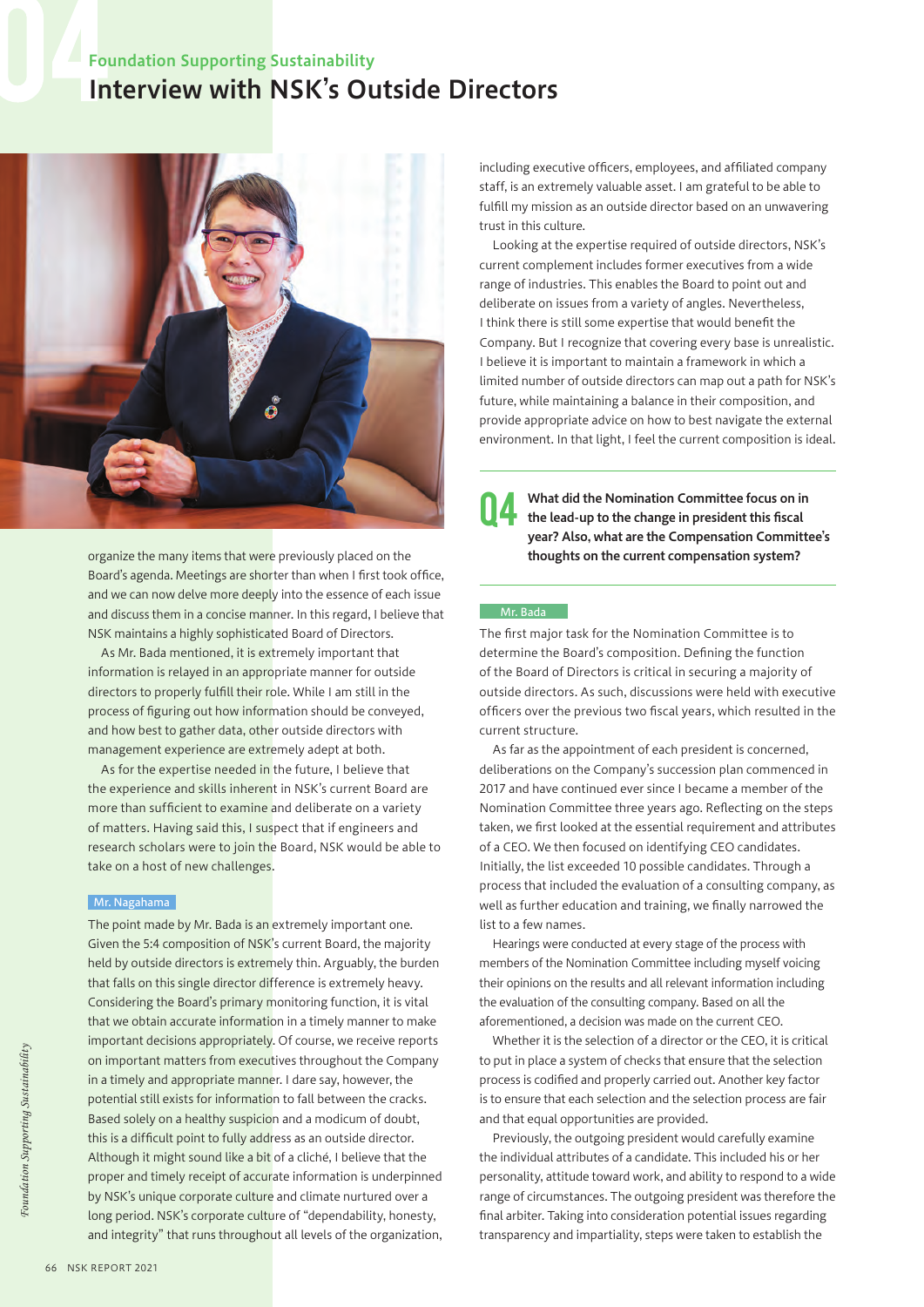# 04 Foundation Supporting Sustainability

## Interview with NSK's Outside Directors

organize the many items that were previously placed on the Board's agenda. Meetings are shorter than when I first took office, and we can now delve more deeply into the essence of each issue and discuss them in a concise manner. In this regard, I believe that NSK maintains a highly sophisticated Board of Directors.

As Mr. Bada mentioned, it is extremely important that information is relayed in an appropriate manner for outside directors to properly fulfill their role. While I am still in the process of figuring out how information should be conveyed, and how best to gather data, other outside directors with management experience are extremely adept at both.

As for the expertise needed in the future, I believe that the experience and skills inherent in NSK's current Board are more than sufficient to examine and deliberate on a variety of matters. Having said this, I suspect that if engineers and research scholars were to join the Board, NSK would be able to take on a host of new challenges.

**Mr. Nagahama**

The point made by Mr. Bada is an extremely important one. Given the 5:4 composition of NSK's current Board, the majority held by outside directors is extremely thin. Arguably, the burden that falls on this single director difference is extremely heavy. Considering the Board's primary monitoring function, it is vital that we obtain accurate information in a timely manner to make important decisions appropriately. Of course, we receive reports on important matters from executives throughout the Company in a timely and appropriate manner. I dare say, however, the potential still exists for information to fall between the cracks. Based solely on a healthy suspicion and a modicum of doubt, this is a difficult point to fully address as an outside director. Although it might sound like a bit of a cliché, I believe that the proper and timely receipt of accurate information is underpinned by NSK's unique corporate culture and climate nurtured over a long period. NSK's corporate culture of "dependability, honesty, and integrity" that runs throughout all levels of the organization, including executive officers, employees, and affiliated company staff, is an extremely valuable asset. I am grateful to be able to fulfill my mission as an outside director based on an unwavering trust in this culture.

Looking at the expertise required of outside directors, NSK's current complement includes former executives from a wide range of industries. This enables the Board to point out and deliberate on issues from a variety of angles. Nevertheless, I think there is still some expertise that would benefit the Company. But I recognize that covering every base is unrealistic. I believe it is important to maintain a framework in which a limited number of outside directors can map out a path for NSK's future, while maintaining a balance in their composition, and provide appropriate advice on how to best navigate the external environment. In that light, I feel the current composition is ideal.

### Q4 What did the Nomination Committee focus on in the lead-up to the change in president this fiscal year? Also, what are the Compensation Committee's thoughts on the current compensation system?

**Mr. Bada**

The first major task for the Nomination Committee is to determine the Board's composition. Defining the function of the Board of Directors is critical in securing a majority of outside directors. As such, discussions were held with executive officers over the previous two fiscal years, which resulted in the current structure.

As far as the appointment of each president is concerned, deliberations on the Company's succession plan commenced in 2017 and have continued ever since I became a member of the Nomination Committee three years ago. Reflecting on the steps taken, we first looked at the essential requirement and attributes of a CEO. We then focused on identifying CEO candidates. Initially, the list exceeded 10 possible candidates. Through a process that included the evaluation of a consulting company, as well as further education and training, we finally narrowed the list to a few names.

Hearings were conducted at every stage of the process with members of the Nomination Committee including myself voicing their opinions on the results and all relevant information including the evaluation of the consulting company. Based on all the aforementioned, a decision was made on the current CEO.

Whether it is the selection of a director or the CEO, it is critical to put in place a system of checks that ensure that the selection process is codified and properly carried out. Another key factor is to ensure that each selection and the selection process are fair and that equal opportunities are provided.

Previously, the outgoing president would carefully examine the individual attributes of a candidate. This included his or her personality, attitude toward work, and ability to respond to a wide range of circumstances. The outgoing president was therefore the final arbiter. Taking into consideration potential issues regarding transparency and impartiality, steps were taken to establish the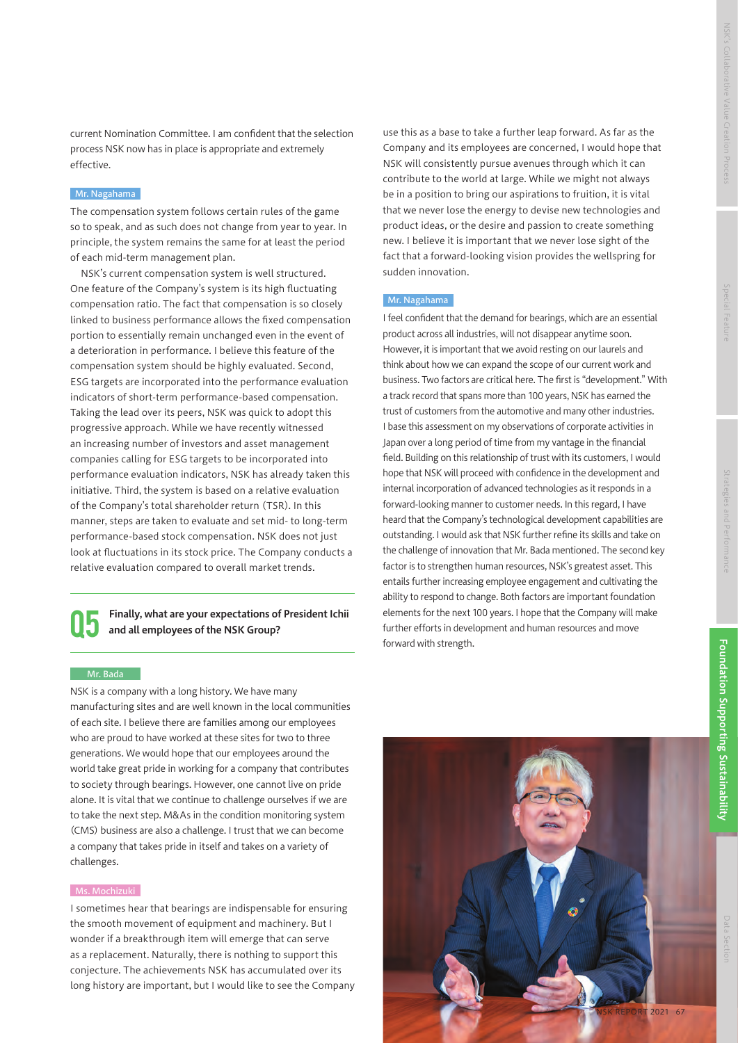current Nomination Committee. I am confident that the selection process NSK now has in place is appropriate and extremely effective.

**Mr. Nagahama**

The compensation system follows certain rules of the game so to speak, and as such does not change from year to year. In principle, the system remains the same for at least the period of each mid-term management plan.

NSK's current compensation system is well structured. One feature of the Company's system is its high fluctuating compensation ratio. The fact that compensation is so closely linked to business performance allows the fixed compensation portion to essentially remain unchanged even in the event of a deterioration in performance. I believe this feature of the compensation system should be highly evaluated. Second, ESG targets are incorporated into the performance evaluation indicators of short-term performance-based compensation. Taking the lead over its peers, NSK was quick to adopt this progressive approach. While we have recently witnessed an increasing number of investors and asset management companies calling for ESG targets to be incorporated into performance evaluation indicators, NSK has already taken this initiative. Third, the system is based on a relative evaluation of the Company's total shareholder return (TSR). In this manner, steps are taken to evaluate and set mid- to long-term performance-based stock compensation. NSK does not just look at fluctuations in its stock price. The Company conducts a relative evaluation compared to overall market trends.

## Q5 Finally, what are your expectations of President Ichii and all employees of the NSK Group?

**Mr. Bada**

NSK is a company with a long history. We have many manufacturing sites and are well known in the local communities of each site. I believe there are families among our employees who are proud to have worked at these sites for two to three generations. We would hope that our employees around the world take great pride in working for a company that contributes to society through bearings. However, one cannot live on pride alone. It is vital that we continue to challenge ourselves if we are to take the next step. M&As in the condition monitoring system (CMS) business are also a challenge. I trust that we can become a company that takes pride in itself and takes on a variety of challenges.

**Ms. Mochizuki**

I sometimes hear that bearings are indispensable for ensuring the smooth movement of equipment and machinery. But I wonder if a breakthrough item will emerge that can serve as a replacement. Naturally, there is nothing to support this conjecture. The achievements NSK has accumulated over its long history are important, but I would like to see the Company use this as a base to take a further leap forward. As far as the Company and its employees are concerned, I would hope that NSK will consistently pursue avenues through which it can contribute to the world at large. While we might not always be in a position to bring our aspirations to fruition, it is vital that we never lose the energy to devise new technologies and product ideas, or the desire and passion to create something new. I believe it is important that we never lose sight of the fact that a forward-looking vision provides the wellspring for sudden innovation.

**Mr. Nagahama**

I feel confident that the demand for bearings, which are an essential product across all industries, will not disappear anytime soon. However, it is important that we avoid resting on our laurels and think about how we can expand the scope of our current work and business. Two factors are critical here. The first is "development." With a track record that spans more than 100 years, NSK has earned the trust of customers from the automotive and many other industries. I base this assessment on my observations of corporate activities in Japan over a long period of time from my vantage in the financial field. Building on this relationship of trust with its customers, I would hope that NSK will proceed with confidence in the development and internal incorporation of advanced technologies as it responds in a forward-looking manner to customer needs. In this regard, I have heard that the Company's technological development capabilities are outstanding. I would ask that NSK further refine its skills and take on the challenge of innovation that Mr. Bada mentioned. The second key factor is to strengthen human resources, NSK's greatest asset. This entails further increasing employee engagement and cultivating the ability to respond to change. Both factors are important foundation elements for the next 100 years. I hope that the Company will make further efforts in development and human resources and move forward with strength.